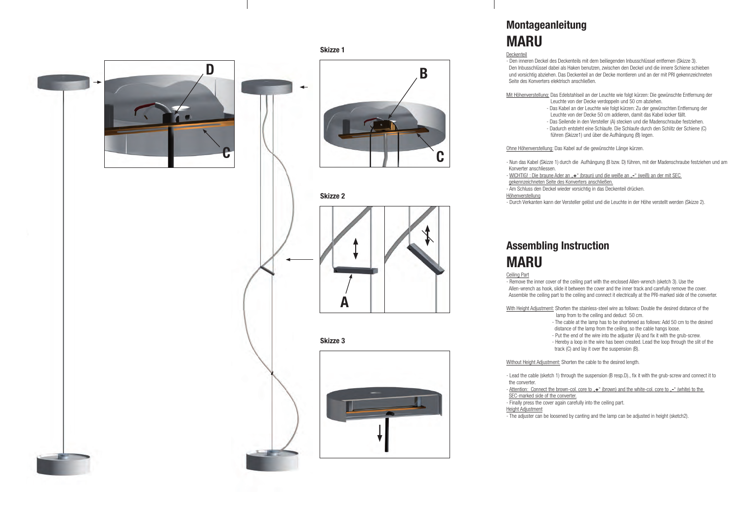Skizze 1

Skizze 2

Skizze 3

# Montageanleitung
# MARU

Deckenteil

- Den inneren Deckel des Deckenteils mit dem beiliegenden Inbusschlüssel entfernen (Skizze 3). Den Inbusschlüssel dabei als Haken benutzen, zwischen den Deckel und die innere Schiene schieben und vorsichtig abziehen. Das Deckenteil an der Decke montieren und an der mit PRI gekennzeichneten Seite des Konverters elektrisch anschließen.

Mit Höhenverstellung: Das Edelstahlseil an der Leuchte wie folgt kürzen: Die gewünschte Entfernung der Leuchte von der Decke verdoppeln und 50 cm abziehen.
- Das Kabel an der Leuchte wie folgt kürzen: Zu der gewünschten Entfernung der Leuchte von der Decke 50 cm addieren, damit das Kabel locker fällt.
- Das Seilende in den Versteller (A) stecken und die Madenschraube festziehen.
- Dadurch entsteht eine Schlaufe. Die Schlaufe durch den Schlitz der Schiene (C) führen (Skizze1) und über die Aufhängung (B) legen.

Ohne Höhenverstellung: Das Kabel auf die gewünschte Länge kürzen.

- Nun das Kabel (Skizze 1) durch die Aufhängung (B bzw. D) führen, mit der Madenschraube festziehen und am Konverter anschliessen.
- WICHTIG! : Die braune Ader an „+" (braun) und die weiße an „-" (weiß) an der mit SEC gekennzeichneten Seite des Konverters anschließen.
- Am Schluss den Deckel wieder vorsichtig in das Deckenteil drücken.

Höhenverstellung
- Durch Verkanten kann der Versteller gelöst und die Leuchte in der Höhe verstellt werden (Skizze 2).

# Assembling Instruction
# MARU

Ceiling Part

- Remove the inner cover of the ceiling part with the enclosed Allen-wrench (sketch 3). Use the Allen-wrench as hook, slide it between the cover and the inner track and carefully remove the cover. Assemble the ceiling part to the ceiling and connect it electrically at the PRI-marked side of the converter.

With Height Adjustment: Shorten the stainless-steel wire as follows: Double the desired distance of the lamp from to the ceiling and deduct 50 cm.
- The cable at the lamp has to be shortened as follows: Add 50 cm to the desired distance of the lamp from the ceiling, so the cable hangs loose.
- Put the end of the wire into the adjuster (A) and fix it with the grub-screw.
- Hereby a loop in the wire has been created. Lead the loop through the slit of the track (C) and lay it over the suspension (B).

Without Height Adjustment: Shorten the cable to the desired length.

- Lead the cable (sketch 1) through the suspension (B resp.D)., fix it with the grub-screw and connect it to the converter.
- Attention: Connect the brown-col. core to „+" (brown) and the white-col. core to „-" (white) to the SEC-marked side of the converter.
- Finally press the cover again carefully into the ceiling part.

Height Adjustment
- The adjuster can be loosened by canting and the lamp can be adjusted in height (sketch2).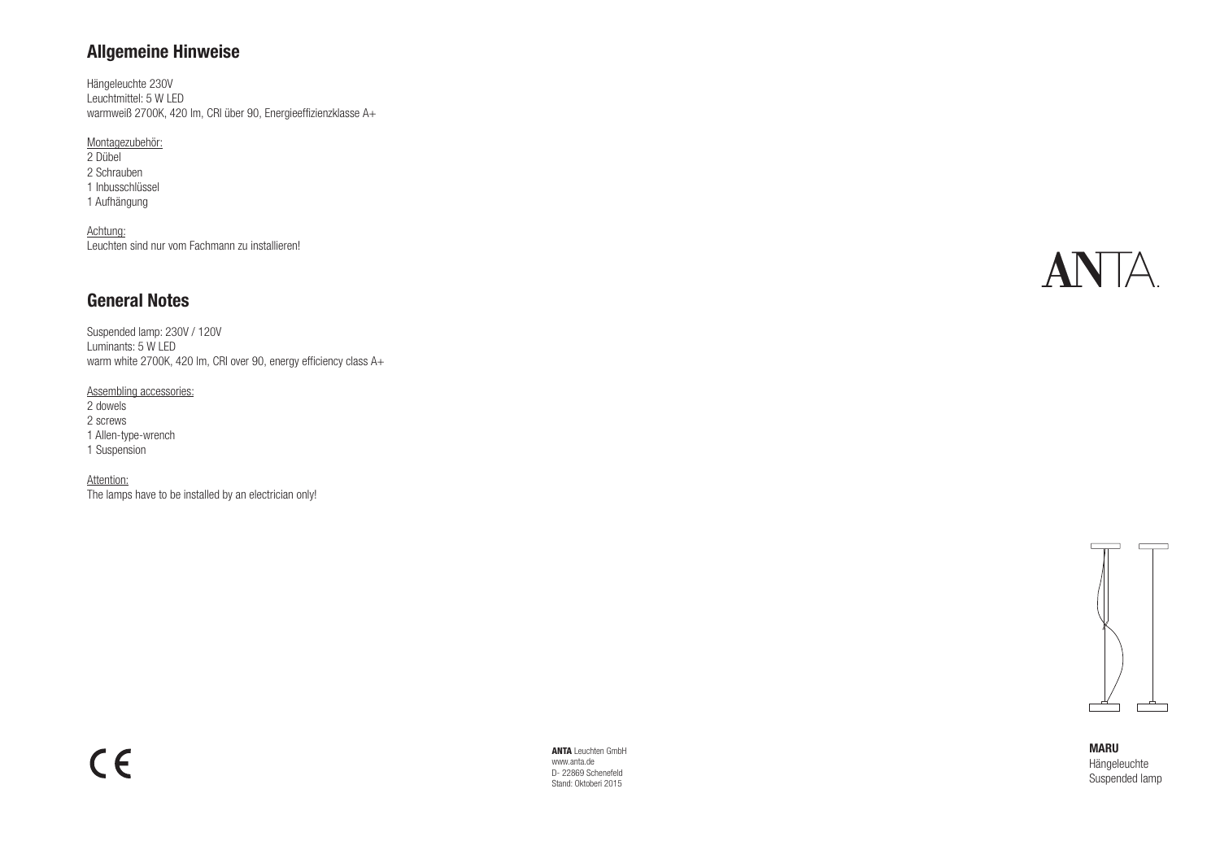## Allgemeine Hinweise

Hängeleuchte 230V
Leuchtmittel: 5 W LED
warmweiß 2700K, 420 lm, CRI über 90, Energieeffizienzklasse A+

Montagezubehör:
2 Dübel
2 Schrauben
1 Inbusschlüssel
1 Aufhängung

Achtung:
Leuchten sind nur vom Fachmann zu installieren!

## General Notes

Suspended lamp: 230V / 120V
Luminants: 5 W LED
warm white 2700K, 420 lm, CRI over 90, energy efficiency class A+

Assembling accessories:
2 dowels
2 screws
1 Allen-type-wrench
1 Suspension

Attention:
The lamps have to be installed by an electrician only!

ANTA.

CE

**ANTA** Leuchten GmbH
www.anta.de
D- 22869 Schenefeld
Stand: Oktoberi 2015

**MARU**
Hängeleuchte
Suspended lamp